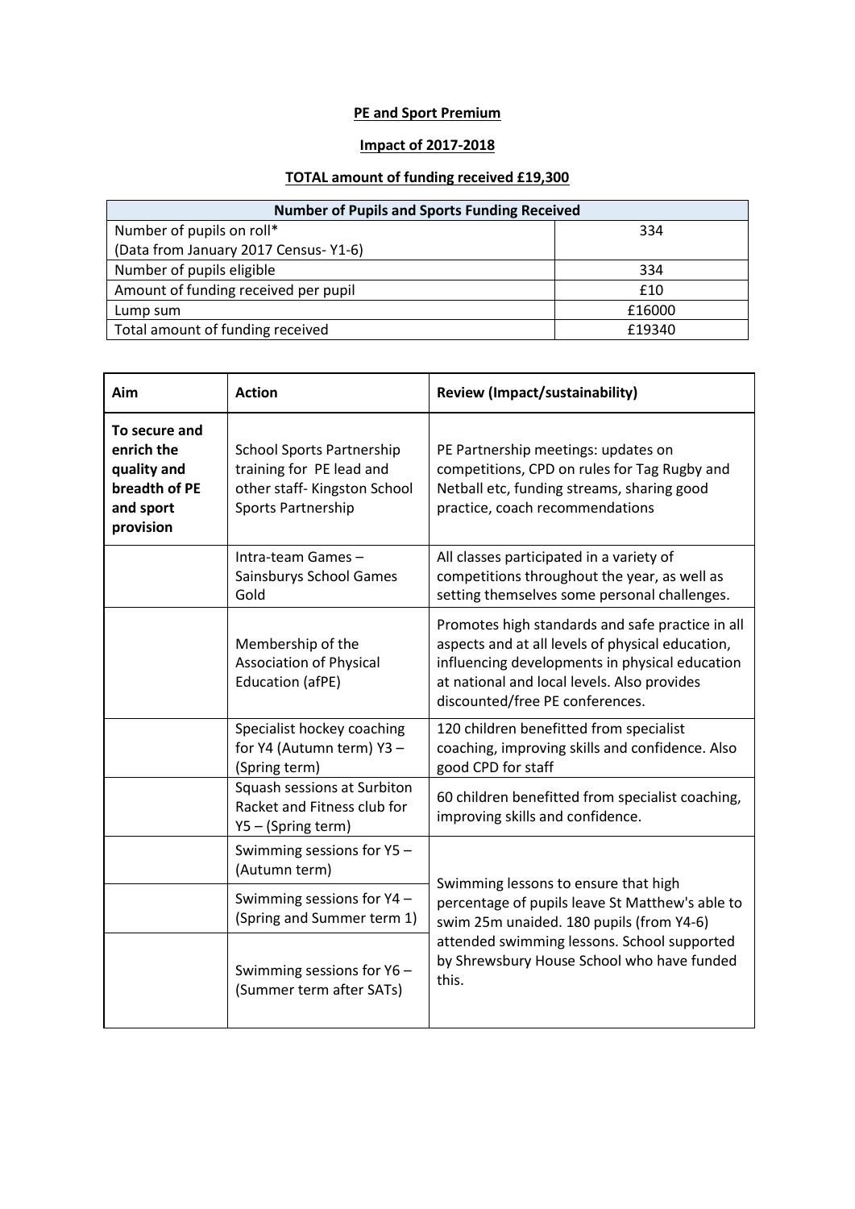**PE and Sport Premium**

**Impact of 2017-2018**

**TOTAL amount of funding received £19,300**

| Number of Pupils and Sports Funding Received | |
|---|---|
| Number of pupils on roll*<br>(Data from January 2017 Census- Y1-6) | 334 |
| Number of pupils eligible | 334 |
| Amount of funding received per pupil | £10 |
| Lump sum | £16000 |
| Total amount of funding received | £19340 |

| Aim | Action | Review (Impact/sustainability) |
|---|---|---|
| **To secure and enrich the quality and breadth of PE and sport provision** | School Sports Partnership training for PE lead and other staff- Kingston School Sports Partnership | PE Partnership meetings: updates on competitions, CPD on rules for Tag Rugby and Netball etc, funding streams, sharing good practice, coach recommendations |
| | Intra-team Games – Sainsburys School Games Gold | All classes participated in a variety of competitions throughout the year, as well as setting themselves some personal challenges. |
| | Membership of the Association of Physical Education (afPE) | Promotes high standards and safe practice in all aspects and at all levels of physical education, influencing developments in physical education at national and local levels. Also provides discounted/free PE conferences. |
| | Specialist hockey coaching for Y4 (Autumn term) Y3 – (Spring term) | 120 children benefitted from specialist coaching, improving skills and confidence. Also good CPD for staff |
| | Squash sessions at Surbiton Racket and Fitness club for Y5 – (Spring term) | 60 children benefitted from specialist coaching, improving skills and confidence. |
| | Swimming sessions for Y5 – (Autumn term) | Swimming lessons to ensure that high percentage of pupils leave St Matthew's able to swim 25m unaided. 180 pupils (from Y4-6) attended swimming lessons. School supported by Shrewsbury House School who have funded this. |
| | Swimming sessions for Y4 – (Spring and Summer term 1) | |
| | Swimming sessions for Y6 – (Summer term after SATs) | |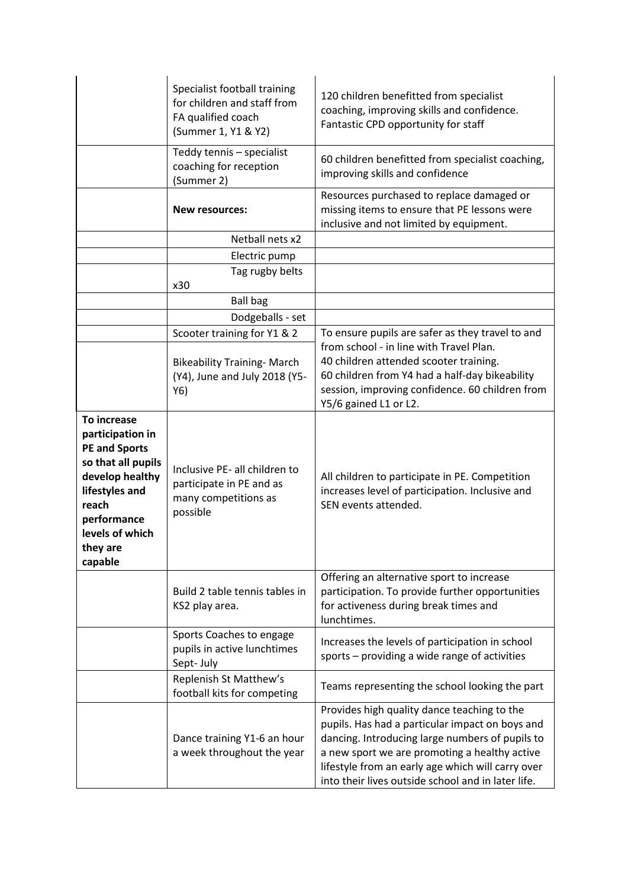| | | |
|---|---|---|
| | Specialist football training for children and staff from FA qualified coach (Summer 1, Y1 & Y2) | 120 children benefitted from specialist coaching, improving skills and confidence. Fantastic CPD opportunity for staff |
| | Teddy tennis – specialist coaching for reception (Summer 2) | 60 children benefitted from specialist coaching, improving skills and confidence |
| | **New resources:** | Resources purchased to replace damaged or missing items to ensure that PE lessons were inclusive and not limited by equipment. |
| | Netball nets x2 | |
| | Electric pump | |
| | Tag rugby belts x30 | |
| | Ball bag | |
| | Dodgeballs - set | |
| | Scooter training for Y1 & 2 | To ensure pupils are safer as they travel to and from school - in line with Travel Plan. 40 children attended scooter training. 60 children from Y4 had a half-day bikeability session, improving confidence. 60 children from Y5/6 gained L1 or L2. |
| | Bikeability Training- March (Y4), June and July 2018 (Y5-Y6) | |
| **To increase participation in PE and Sports so that all pupils develop healthy lifestyles and reach performance levels of which they are capable** | Inclusive PE- all children to participate in PE and as many competitions as possible | All children to participate in PE. Competition increases level of participation. Inclusive and SEN events attended. |
| | Build 2 table tennis tables in KS2 play area. | Offering an alternative sport to increase participation. To provide further opportunities for activeness during break times and lunchtimes. |
| | Sports Coaches to engage pupils in active lunchtimes Sept- July | Increases the levels of participation in school sports – providing a wide range of activities |
| | Replenish St Matthew's football kits for competing | Teams representing the school looking the part |
| | Dance training Y1-6 an hour a week throughout the year | Provides high quality dance teaching to the pupils. Has had a particular impact on boys and dancing. Introducing large numbers of pupils to a new sport we are promoting a healthy active lifestyle from an early age which will carry over into their lives outside school and in later life. |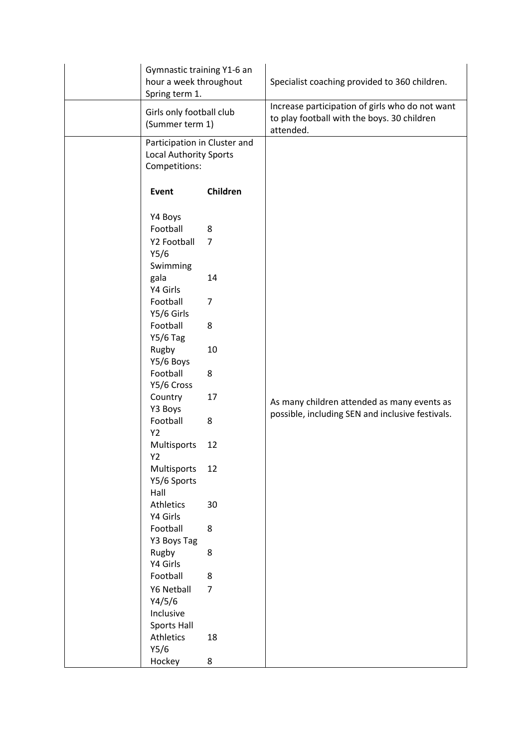| | | |
|---|---|---|
| | Gymnastic training Y1-6 an hour a week throughout Spring term 1. | Specialist coaching provided to 360 children. |
| | Girls only football club (Summer term 1) | Increase participation of girls who do not want to play football with the boys. 30 children attended. |
| | Participation in Cluster and Local Authority Sports Competitions:<br><br>**Event** / **Children**<br><br>Y4 Boys Football 8<br>Y2 Football 7<br>Y5/6 Swimming gala 14<br>Y4 Girls Football 7<br>Y5/6 Girls Football 8<br>Y5/6 Tag Rugby 10<br>Y5/6 Boys Football 8<br>Y5/6 Cross Country 17<br>Y3 Boys Football 8<br>Y2 Multisports 12<br>Y2 Multisports 12<br>Y5/6 Sports Hall Athletics 30<br>Y4 Girls Football 8<br>Y3 Boys Tag Rugby 8<br>Y4 Girls Football 8<br>Y6 Netball 7<br>Y4/5/6 Inclusive Sports Hall Athletics 18<br>Y5/6 Hockey 8 | As many children attended as many events as possible, including SEN and inclusive festivals. |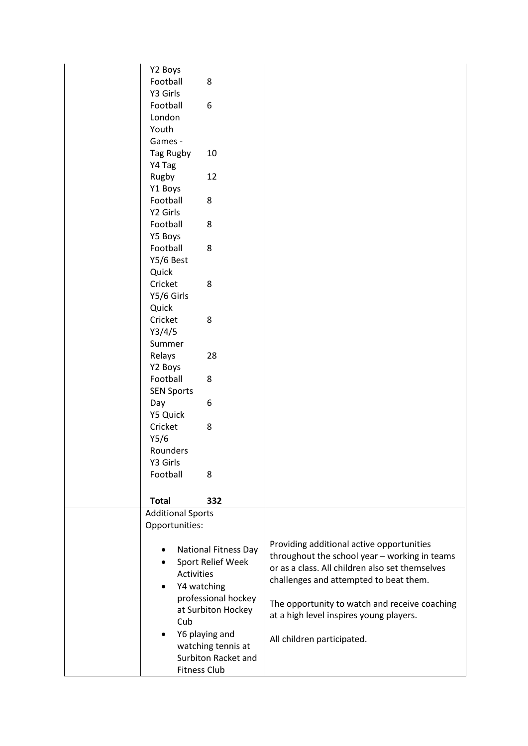| | | |
|---|---|---|
| | Y2 Boys Football 8<br>Y3 Girls Football 6<br>London Youth Games - Tag Rugby 10<br>Y4 Tag Rugby 12<br>Y1 Boys Football 8<br>Y2 Girls Football 8<br>Y5 Boys Football 8<br>Y5/6 Best Quick Cricket 8<br>Y5/6 Girls Quick Cricket 8<br>Y3/4/5 Summer Relays 28<br>Y2 Boys Football 8<br>SEN Sports Day 6<br>Y5 Quick Cricket 8<br>Y5/6 Rounders<br>Y3 Girls Football 8<br><br>**Total** **332** | |
| | Additional Sports Opportunities:<br><br>• National Fitness Day<br>• Sport Relief Week Activities<br>• Y4 watching professional hockey at Surbiton Hockey Cub<br>• Y6 playing and watching tennis at Surbiton Racket and Fitness Club | Providing additional active opportunities throughout the school year – working in teams or as a class. All children also set themselves challenges and attempted to beat them.<br><br>The opportunity to watch and receive coaching at a high level inspires young players.<br><br>All children participated. |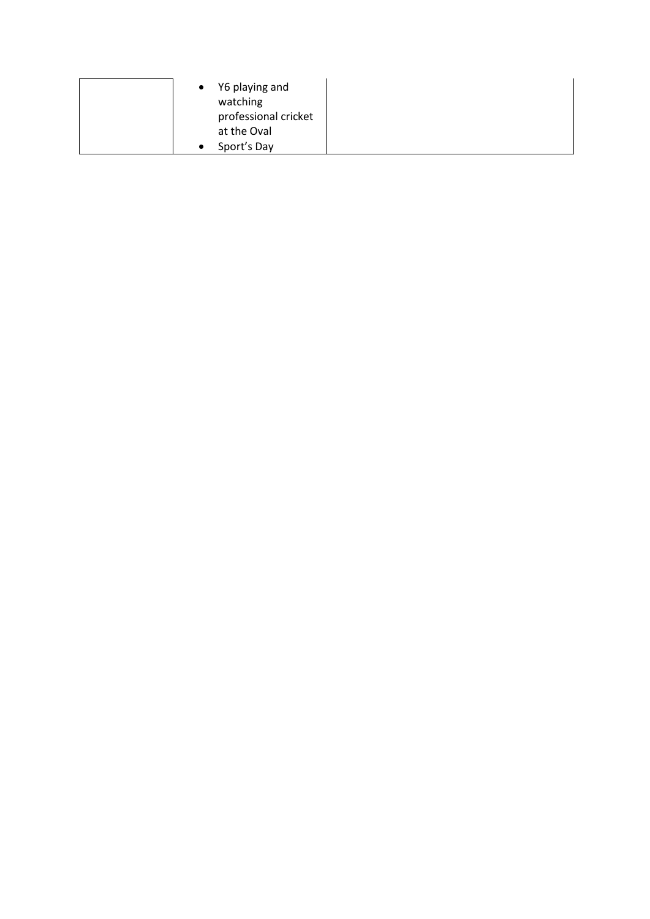| | | |
|---|---|---|
| | • Y6 playing and watching professional cricket at the Oval<br>• Sport's Day | |